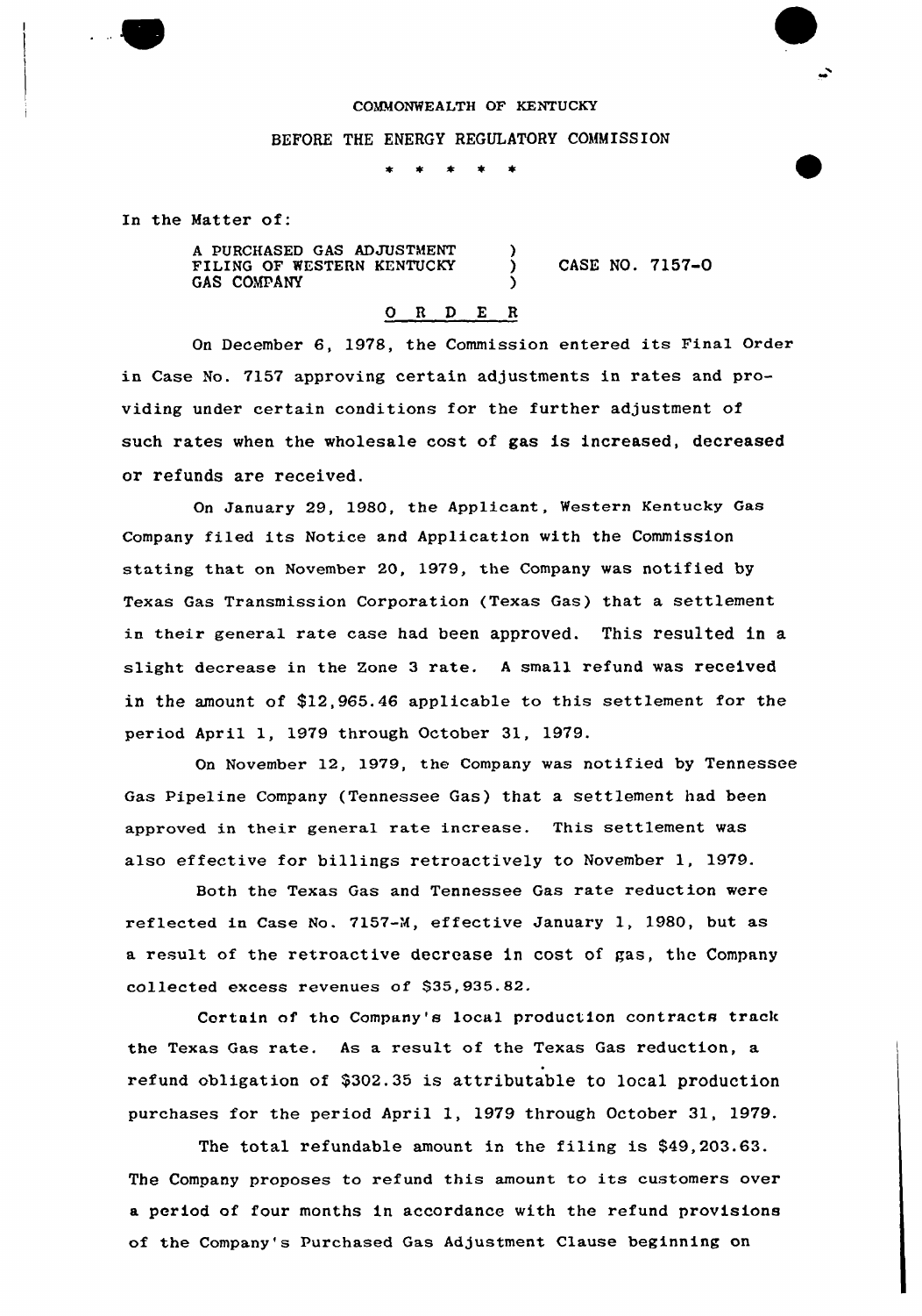COMMONWEALTH OF KENTUCKY

BEFORE THE ENERGY REGULATORY COMMISSION

\* \* \* \* \*

In the Matter of:

A PURCHASED GAS ADJUSTMENT FILING OF WESTERN KENTUCKY GAS COMPANY ) CASE NO. 7157-O

O R D E R

On December 6, 1978, the Commission entered its Final Order in Case No. 7157 approving certain adjustments in rates and providing under certain conditions for the further adjustment of such rates when the wholesale cost of gas is increased, decreased or refunds are received.

On January 29, 1980, the Applicant, Western Kentucky Gas Company filed its Notice and Application with the Commission stating that on November 20, 1979, the Company was notified by Texas Gas Transmission Corporation (Texas Gas) that a settlement in their general rate case had been approved. This resulted in a slight decrease in the Zone 3 rate. A small refund was received in the amount of $12,965.46 applicable to this settlement for the period April 1, 1979 through October 31, 1979.

On November 12, 1979, the Company was notified by Tennessee Gas Pipeline Company (Tennessee Gas) that a settlement had been approved in their general rate increase. This settlement was also effective for billings retroactively to November 1, 1979.

Both the Texas Gas and Tennessee Gas rate reduction were reflected in Case No. 7157-M, effective January 1, 1980, but as a result of the retroactive decrease in cost of gas, the Company collected excess revenues of $35,935.82.

Certain of the Company's local production contracts track the Texas Gas rate. As a result of the Texas Gas reduction, a refund obligation of $302.35 is attributable to local production purchases for the period April 1, 1979 through October 31, 1979.

The total refundable amount in the filing is $49,203.63. The Company proposes to refund this amount to its customers over a period of four months in accordance with the refund provisions of the Company's Purchased Gas Adjustment Clause beginning on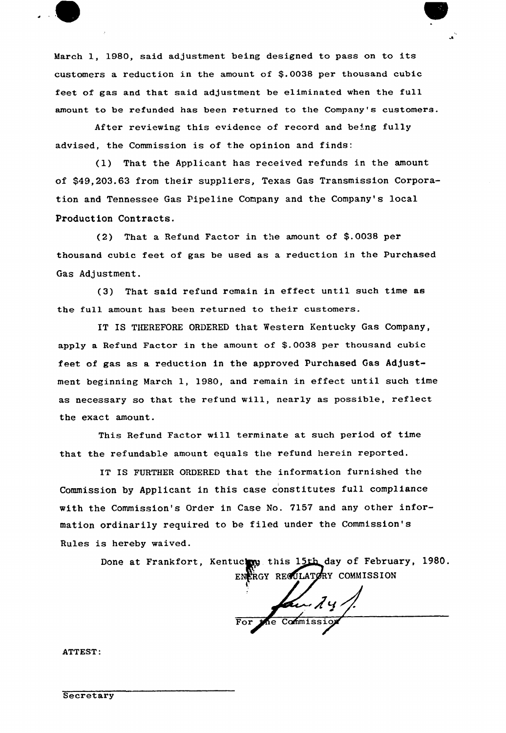March 1, 1980, said adjustment being designed to pass on to its customers a reduction in the amount of $.0038 per thousand cubic feet of gas and that said adjustment be eliminated when the full amount to be refunded has been returned to the Company's customers.

After reviewing this evidence of record and being fully advised, the Commission is of the opinion and finds:

(1) That the Applicant has received refunds in the amount of $49,203.63 from their suppliers, Texas Gas Transmission Corporation and Tennessee Gas Pipeline Company and the Company's local Production Contracts.

(2) That a Refund Factor in the amount of $.0038 per thousand cubic feet of gas be used as a reduction in the Purchased Gas Adjustment.

(3) That said refund remain in effect until such time as the full amount has been returned to their customers.

IT IS THEREFORE ORDERED that Western Kentucky Gas Company, apply a Refund Factor in the amount of $.0038 per thousand cubic feet of gas as a reduction in the approved Purchased Gas Adjustment beginning March 1, 1980, and remain in effect until such time as necessary so that the refund will, nearly as possible, reflect the exact amount.

This Refund Factor will terminate at such period of time that the refundable amount equals the refund herein reported.

IT IS FURTHER ORDERED that the information furnished the Commission by Applicant in this case constitutes full compliance with the Commission's Order in Case No. 7157 and any other information ordinarily required to be filed under the Commission's Rules is hereby waived.

Done at Frankfort, Kentucky, this 15th day of February, 1980.

ENERGY REGULATORY COMMISSION

For the Commission

ATTEST:

Secretary